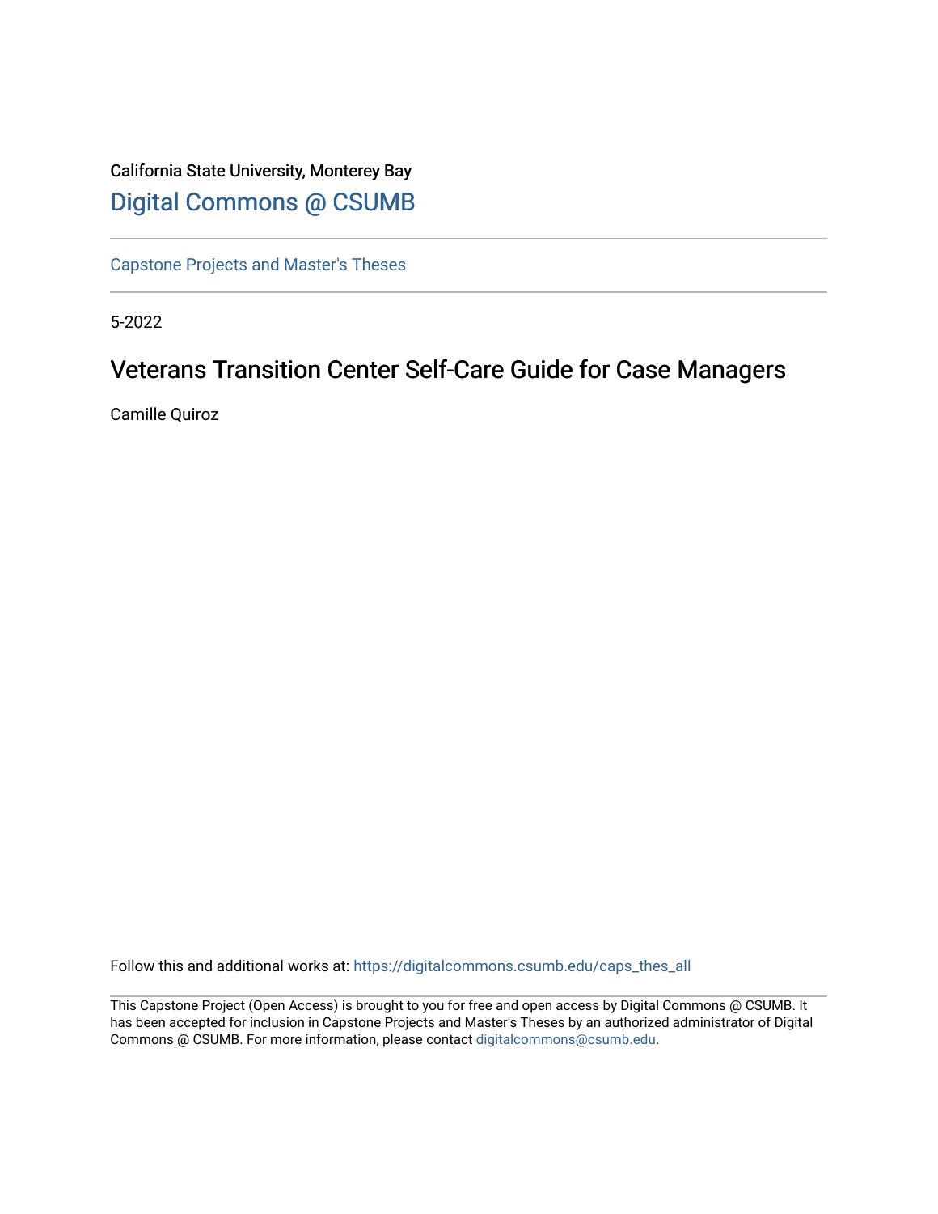California State University, Monterey Bay

Digital Commons @ CSUMB

Capstone Projects and Master's Theses

5-2022

# Veterans Transition Center Self-Care Guide for Case Managers

Camille Quiroz

Follow this and additional works at: https://digitalcommons.csumb.edu/caps_thes_all

This Capstone Project (Open Access) is brought to you for free and open access by Digital Commons @ CSUMB. It has been accepted for inclusion in Capstone Projects and Master's Theses by an authorized administrator of Digital Commons @ CSUMB. For more information, please contact digitalcommons@csumb.edu.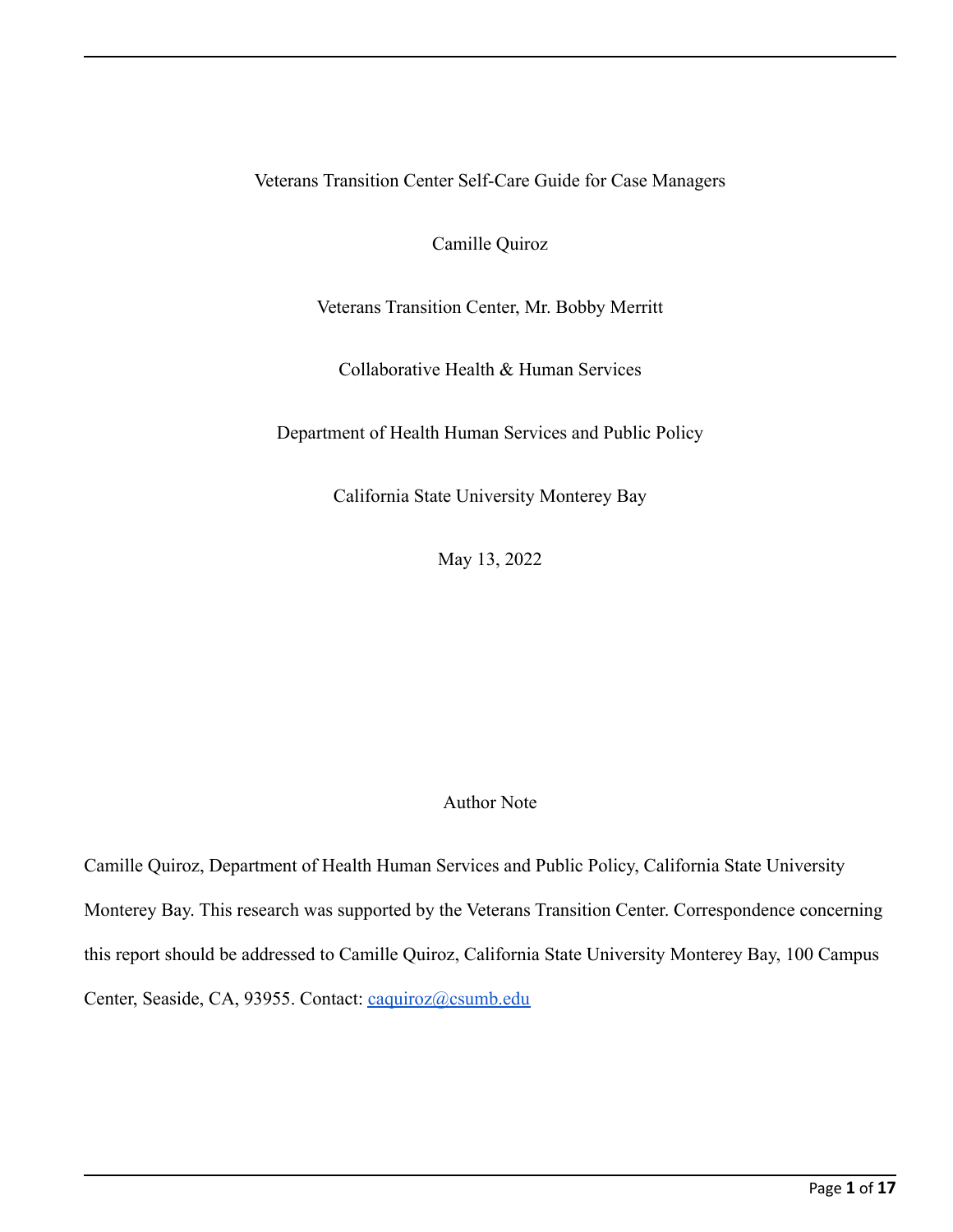Veterans Transition Center Self-Care Guide for Case Managers

Camille Quiroz

Veterans Transition Center, Mr. Bobby Merritt

Collaborative Health & Human Services

Department of Health Human Services and Public Policy

California State University Monterey Bay

May 13, 2022

Author Note

Camille Quiroz, Department of Health Human Services and Public Policy, California State University Monterey Bay. This research was supported by the Veterans Transition Center. Correspondence concerning this report should be addressed to Camille Quiroz, California State University Monterey Bay, 100 Campus Center, Seaside, CA, 93955. Contact: caquiroz@csumb.edu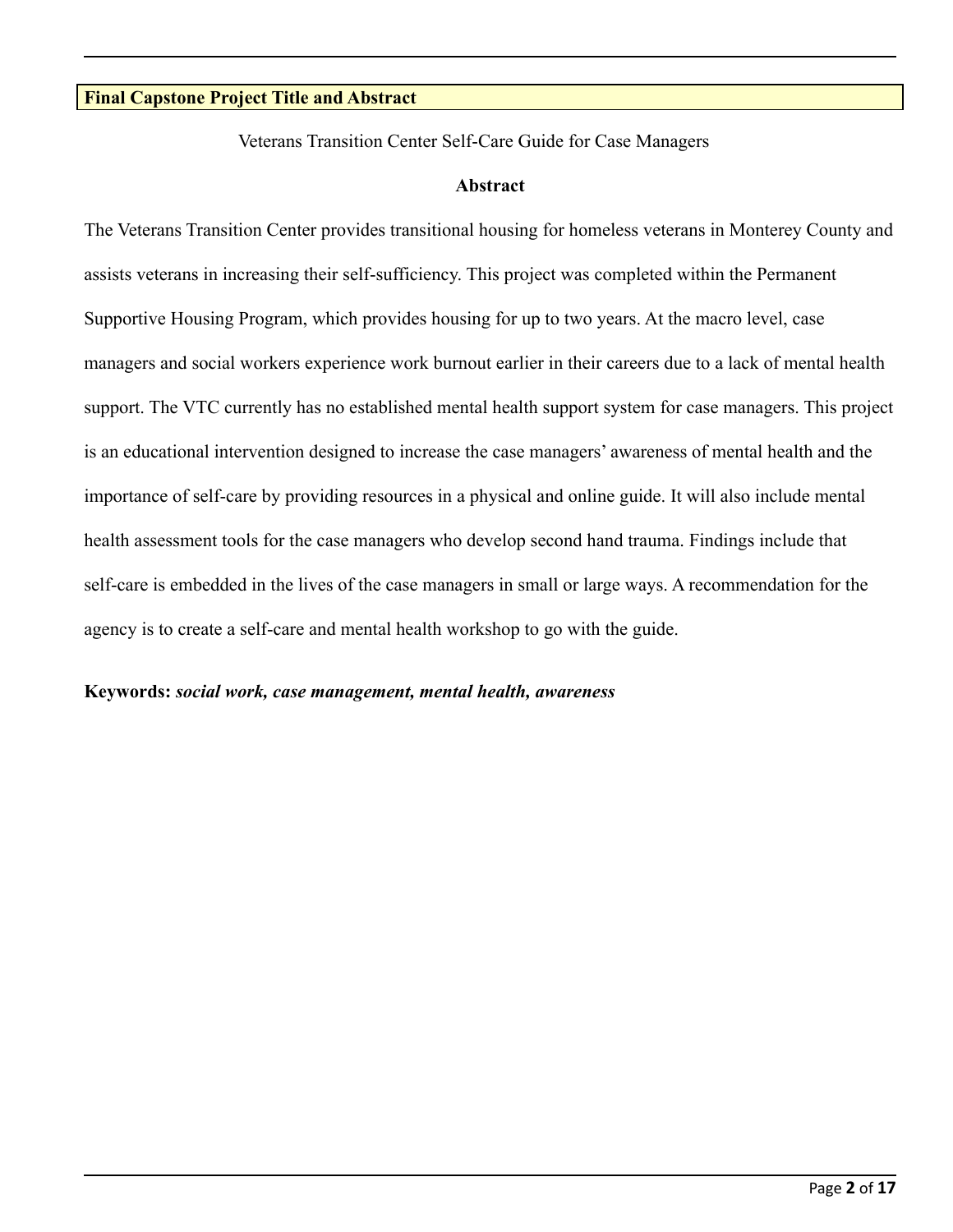**Final Capstone Project Title and Abstract**

Veterans Transition Center Self-Care Guide for Case Managers

**Abstract**

The Veterans Transition Center provides transitional housing for homeless veterans in Monterey County and assists veterans in increasing their self-sufficiency. This project was completed within the Permanent Supportive Housing Program, which provides housing for up to two years. At the macro level, case managers and social workers experience work burnout earlier in their careers due to a lack of mental health support. The VTC currently has no established mental health support system for case managers. This project is an educational intervention designed to increase the case managers' awareness of mental health and the importance of self-care by providing resources in a physical and online guide. It will also include mental health assessment tools for the case managers who develop second hand trauma. Findings include that self-care is embedded in the lives of the case managers in small or large ways. A recommendation for the agency is to create a self-care and mental health workshop to go with the guide.

**Keywords:** ***social work, case management, mental health, awareness***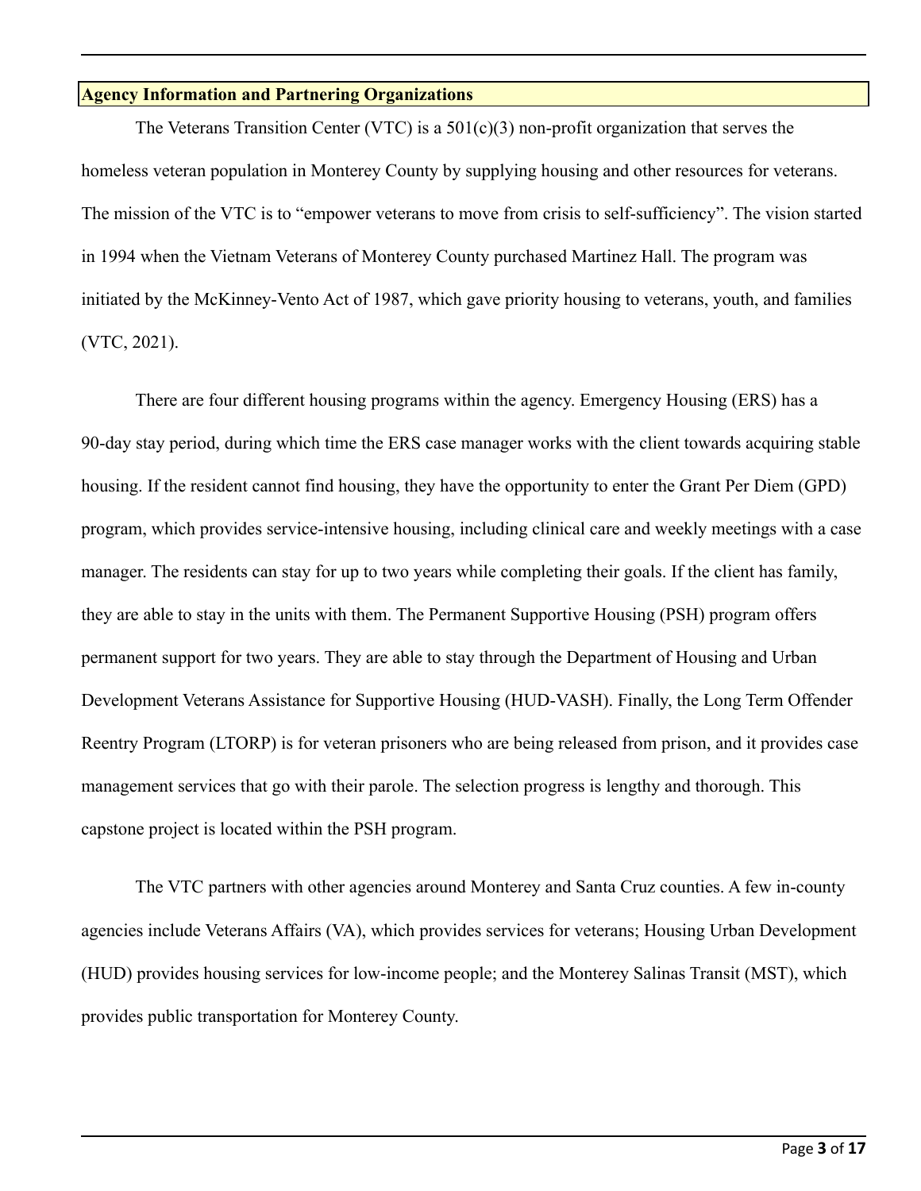## Agency Information and Partnering Organizations

The Veterans Transition Center (VTC) is a 501(c)(3) non-profit organization that serves the homeless veteran population in Monterey County by supplying housing and other resources for veterans. The mission of the VTC is to "empower veterans to move from crisis to self-sufficiency". The vision started in 1994 when the Vietnam Veterans of Monterey County purchased Martinez Hall. The program was initiated by the McKinney-Vento Act of 1987, which gave priority housing to veterans, youth, and families (VTC, 2021).

There are four different housing programs within the agency. Emergency Housing (ERS) has a 90-day stay period, during which time the ERS case manager works with the client towards acquiring stable housing. If the resident cannot find housing, they have the opportunity to enter the Grant Per Diem (GPD) program, which provides service-intensive housing, including clinical care and weekly meetings with a case manager. The residents can stay for up to two years while completing their goals. If the client has family, they are able to stay in the units with them. The Permanent Supportive Housing (PSH) program offers permanent support for two years. They are able to stay through the Department of Housing and Urban Development Veterans Assistance for Supportive Housing (HUD-VASH). Finally, the Long Term Offender Reentry Program (LTORP) is for veteran prisoners who are being released from prison, and it provides case management services that go with their parole. The selection progress is lengthy and thorough. This capstone project is located within the PSH program.

The VTC partners with other agencies around Monterey and Santa Cruz counties. A few in-county agencies include Veterans Affairs (VA), which provides services for veterans; Housing Urban Development (HUD) provides housing services for low-income people; and the Monterey Salinas Transit (MST), which provides public transportation for Monterey County.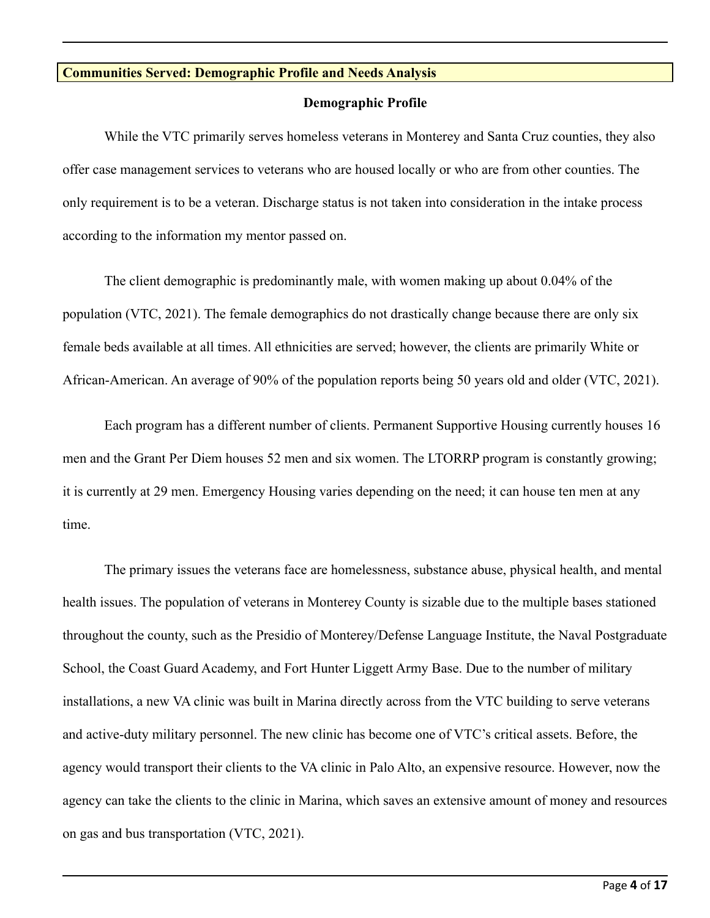## Communities Served: Demographic Profile and Needs Analysis

### Demographic Profile

While the VTC primarily serves homeless veterans in Monterey and Santa Cruz counties, they also offer case management services to veterans who are housed locally or who are from other counties. The only requirement is to be a veteran. Discharge status is not taken into consideration in the intake process according to the information my mentor passed on.

The client demographic is predominantly male, with women making up about 0.04% of the population (VTC, 2021). The female demographics do not drastically change because there are only six female beds available at all times. All ethnicities are served; however, the clients are primarily White or African-American. An average of 90% of the population reports being 50 years old and older (VTC, 2021).

Each program has a different number of clients. Permanent Supportive Housing currently houses 16 men and the Grant Per Diem houses 52 men and six women. The LTORRP program is constantly growing; it is currently at 29 men. Emergency Housing varies depending on the need; it can house ten men at any time.

The primary issues the veterans face are homelessness, substance abuse, physical health, and mental health issues. The population of veterans in Monterey County is sizable due to the multiple bases stationed throughout the county, such as the Presidio of Monterey/Defense Language Institute, the Naval Postgraduate School, the Coast Guard Academy, and Fort Hunter Liggett Army Base. Due to the number of military installations, a new VA clinic was built in Marina directly across from the VTC building to serve veterans and active-duty military personnel. The new clinic has become one of VTC's critical assets. Before, the agency would transport their clients to the VA clinic in Palo Alto, an expensive resource. However, now the agency can take the clients to the clinic in Marina, which saves an extensive amount of money and resources on gas and bus transportation (VTC, 2021).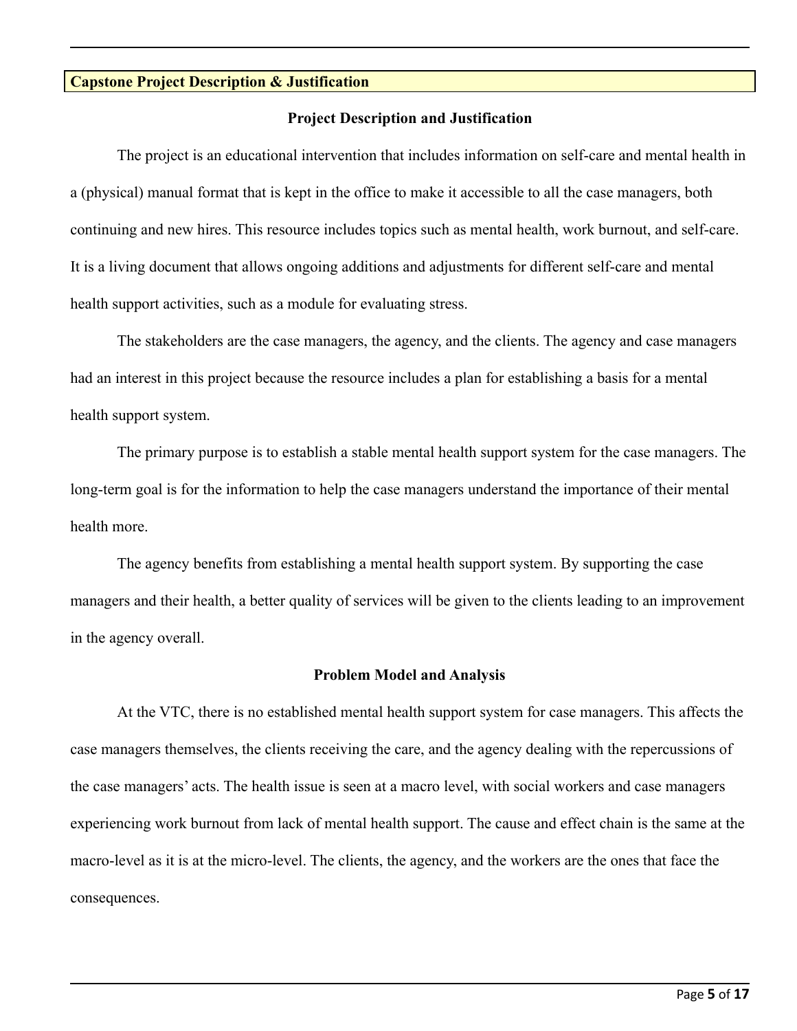## Capstone Project Description & Justification

### Project Description and Justification

The project is an educational intervention that includes information on self-care and mental health in a (physical) manual format that is kept in the office to make it accessible to all the case managers, both continuing and new hires. This resource includes topics such as mental health, work burnout, and self-care. It is a living document that allows ongoing additions and adjustments for different self-care and mental health support activities, such as a module for evaluating stress.

The stakeholders are the case managers, the agency, and the clients. The agency and case managers had an interest in this project because the resource includes a plan for establishing a basis for a mental health support system.

The primary purpose is to establish a stable mental health support system for the case managers. The long-term goal is for the information to help the case managers understand the importance of their mental health more.

The agency benefits from establishing a mental health support system. By supporting the case managers and their health, a better quality of services will be given to the clients leading to an improvement in the agency overall.

### Problem Model and Analysis

At the VTC, there is no established mental health support system for case managers. This affects the case managers themselves, the clients receiving the care, and the agency dealing with the repercussions of the case managers' acts. The health issue is seen at a macro level, with social workers and case managers experiencing work burnout from lack of mental health support. The cause and effect chain is the same at the macro-level as it is at the micro-level. The clients, the agency, and the workers are the ones that face the consequences.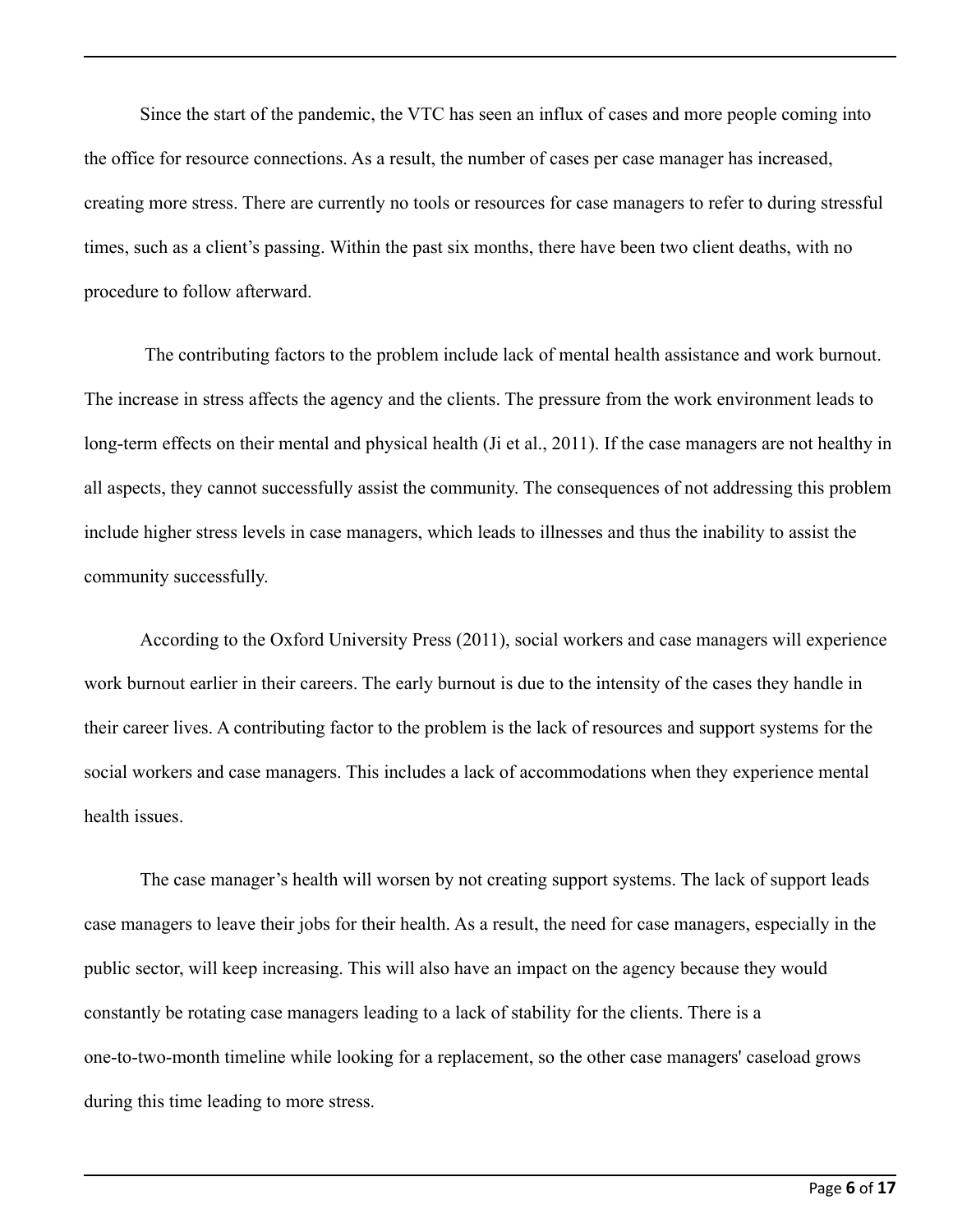Since the start of the pandemic, the VTC has seen an influx of cases and more people coming into the office for resource connections. As a result, the number of cases per case manager has increased, creating more stress. There are currently no tools or resources for case managers to refer to during stressful times, such as a client's passing. Within the past six months, there have been two client deaths, with no procedure to follow afterward.

The contributing factors to the problem include lack of mental health assistance and work burnout. The increase in stress affects the agency and the clients. The pressure from the work environment leads to long-term effects on their mental and physical health (Ji et al., 2011). If the case managers are not healthy in all aspects, they cannot successfully assist the community. The consequences of not addressing this problem include higher stress levels in case managers, which leads to illnesses and thus the inability to assist the community successfully.

According to the Oxford University Press (2011), social workers and case managers will experience work burnout earlier in their careers. The early burnout is due to the intensity of the cases they handle in their career lives. A contributing factor to the problem is the lack of resources and support systems for the social workers and case managers. This includes a lack of accommodations when they experience mental health issues.

The case manager's health will worsen by not creating support systems. The lack of support leads case managers to leave their jobs for their health. As a result, the need for case managers, especially in the public sector, will keep increasing. This will also have an impact on the agency because they would constantly be rotating case managers leading to a lack of stability for the clients. There is a one-to-two-month timeline while looking for a replacement, so the other case managers' caseload grows during this time leading to more stress.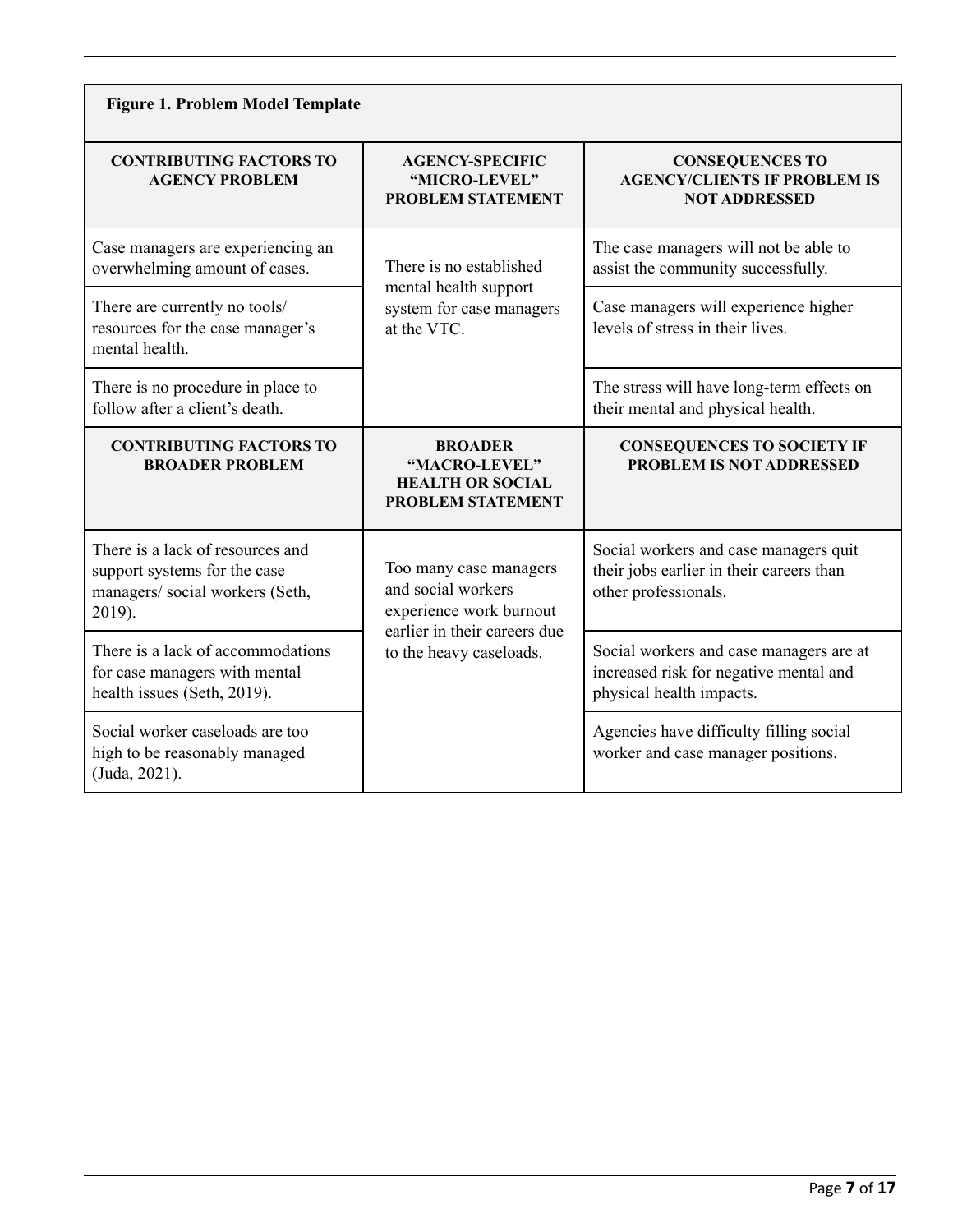**Figure 1. Problem Model Template**

| CONTRIBUTING FACTORS TO AGENCY PROBLEM | AGENCY-SPECIFIC "MICRO-LEVEL" PROBLEM STATEMENT | CONSEQUENCES TO AGENCY/CLIENTS IF PROBLEM IS NOT ADDRESSED |
|---|---|---|
| Case managers are experiencing an overwhelming amount of cases. | There is no established mental health support system for case managers at the VTC. | The case managers will not be able to assist the community successfully. |
| There are currently no tools/ resources for the case manager's mental health. | | Case managers will experience higher levels of stress in their lives. |
| There is no procedure in place to follow after a client's death. | | The stress will have long-term effects on their mental and physical health. |
| **CONTRIBUTING FACTORS TO BROADER PROBLEM** | **BROADER "MACRO-LEVEL" HEALTH OR SOCIAL PROBLEM STATEMENT** | **CONSEQUENCES TO SOCIETY IF PROBLEM IS NOT ADDRESSED** |
| There is a lack of resources and support systems for the case managers/ social workers (Seth, 2019). | Too many case managers and social workers experience work burnout earlier in their careers due to the heavy caseloads. | Social workers and case managers quit their jobs earlier in their careers than other professionals. |
| There is a lack of accommodations for case managers with mental health issues (Seth, 2019). | | Social workers and case managers are at increased risk for negative mental and physical health impacts. |
| Social worker caseloads are too high to be reasonably managed (Juda, 2021). | | Agencies have difficulty filling social worker and case manager positions. |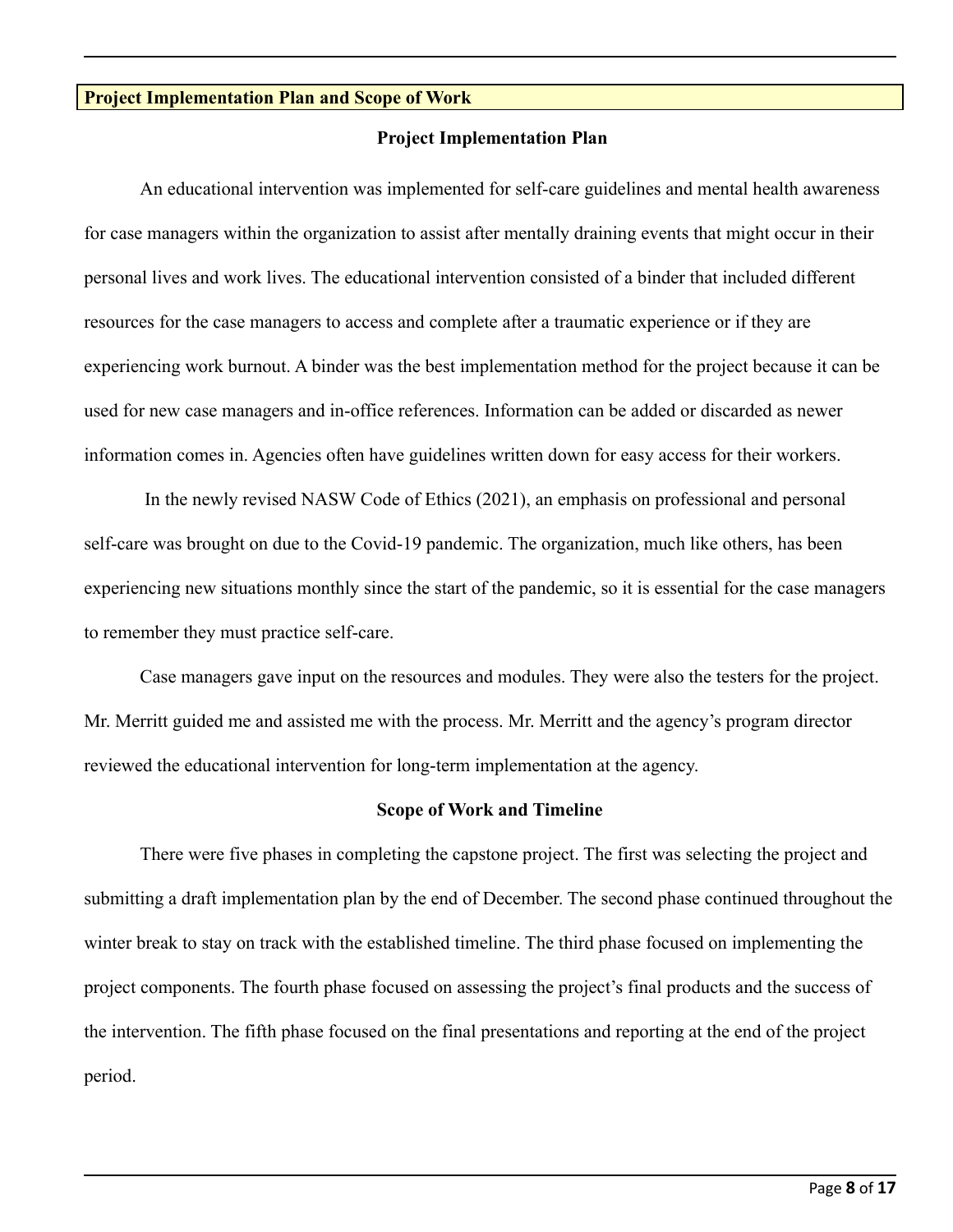## Project Implementation Plan and Scope of Work

### Project Implementation Plan

An educational intervention was implemented for self-care guidelines and mental health awareness for case managers within the organization to assist after mentally draining events that might occur in their personal lives and work lives. The educational intervention consisted of a binder that included different resources for the case managers to access and complete after a traumatic experience or if they are experiencing work burnout. A binder was the best implementation method for the project because it can be used for new case managers and in-office references. Information can be added or discarded as newer information comes in. Agencies often have guidelines written down for easy access for their workers.

In the newly revised NASW Code of Ethics (2021), an emphasis on professional and personal self-care was brought on due to the Covid-19 pandemic. The organization, much like others, has been experiencing new situations monthly since the start of the pandemic, so it is essential for the case managers to remember they must practice self-care.

Case managers gave input on the resources and modules. They were also the testers for the project. Mr. Merritt guided me and assisted me with the process. Mr. Merritt and the agency's program director reviewed the educational intervention for long-term implementation at the agency.

### Scope of Work and Timeline

There were five phases in completing the capstone project. The first was selecting the project and submitting a draft implementation plan by the end of December. The second phase continued throughout the winter break to stay on track with the established timeline. The third phase focused on implementing the project components. The fourth phase focused on assessing the project's final products and the success of the intervention. The fifth phase focused on the final presentations and reporting at the end of the project period.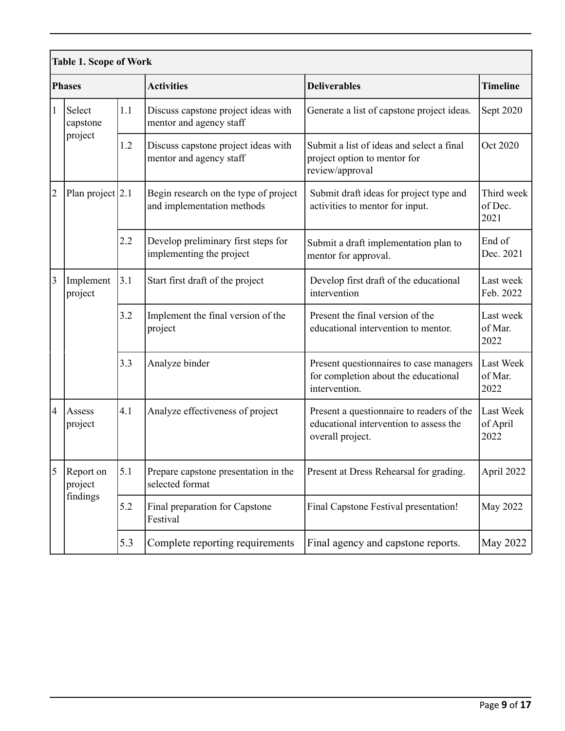**Table 1. Scope of Work**

| Phases | | | Activities | Deliverables | Timeline |
|---|---|---|---|---|---|
| 1 | Select capstone project | 1.1 | Discuss capstone project ideas with mentor and agency staff | Generate a list of capstone project ideas. | Sept 2020 |
| | | 1.2 | Discuss capstone project ideas with mentor and agency staff | Submit a list of ideas and select a final project option to mentor for review/approval | Oct 2020 |
| 2 | Plan project | 2.1 | Begin research on the type of project and implementation methods | Submit draft ideas for project type and activities to mentor for input. | Third week of Dec. 2021 |
| | | 2.2 | Develop preliminary first steps for implementing the project | Submit a draft implementation plan to mentor for approval. | End of Dec. 2021 |
| 3 | Implement project | 3.1 | Start first draft of the project | Develop first draft of the educational intervention | Last week Feb. 2022 |
| | | 3.2 | Implement the final version of the project | Present the final version of the educational intervention to mentor. | Last week of Mar. 2022 |
| | | 3.3 | Analyze binder | Present questionnaires to case managers for completion about the educational intervention. | Last Week of Mar. 2022 |
| 4 | Assess project | 4.1 | Analyze effectiveness of project | Present a questionnaire to readers of the educational intervention to assess the overall project. | Last Week of April 2022 |
| 5 | Report on project findings | 5.1 | Prepare capstone presentation in the selected format | Present at Dress Rehearsal for grading. | April 2022 |
| | | 5.2 | Final preparation for Capstone Festival | Final Capstone Festival presentation! | May 2022 |
| | | 5.3 | Complete reporting requirements | Final agency and capstone reports. | May 2022 |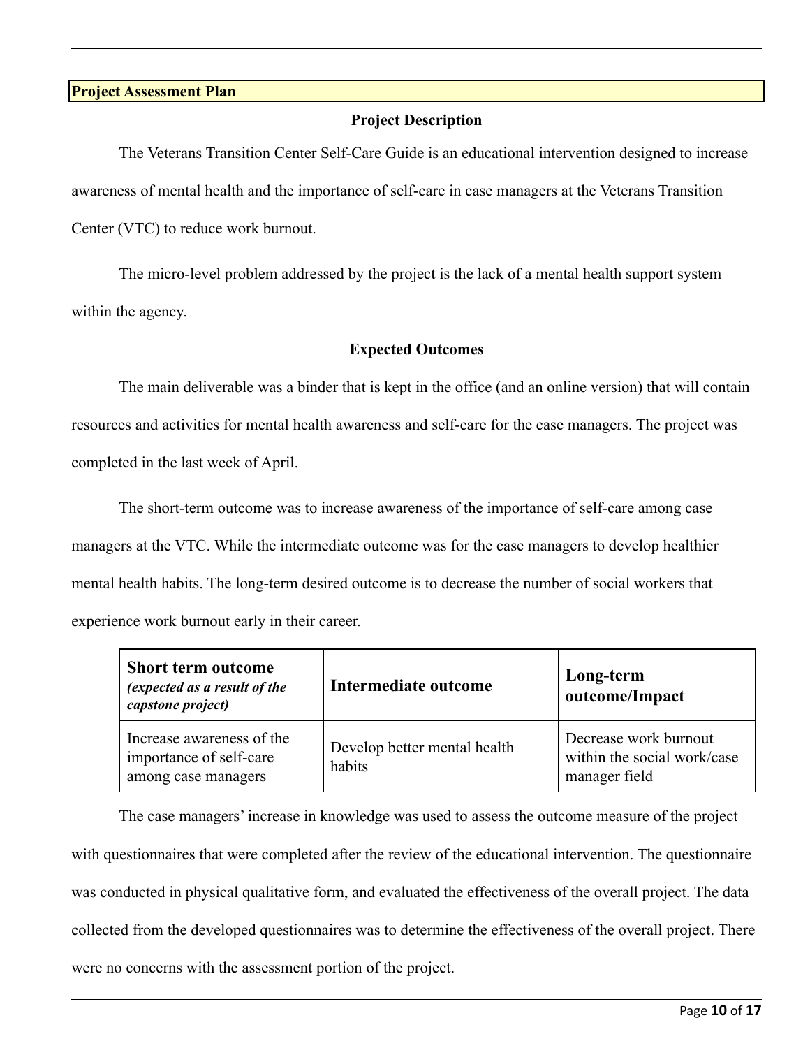## Project Assessment Plan

### Project Description

The Veterans Transition Center Self-Care Guide is an educational intervention designed to increase awareness of mental health and the importance of self-care in case managers at the Veterans Transition Center (VTC) to reduce work burnout.

The micro-level problem addressed by the project is the lack of a mental health support system within the agency.

### Expected Outcomes

The main deliverable was a binder that is kept in the office (and an online version) that will contain resources and activities for mental health awareness and self-care for the case managers. The project was completed in the last week of April.

The short-term outcome was to increase awareness of the importance of self-care among case managers at the VTC. While the intermediate outcome was for the case managers to develop healthier mental health habits. The long-term desired outcome is to decrease the number of social workers that experience work burnout early in their career.

| **Short term outcome** *(expected as a result of the capstone project)* | **Intermediate outcome** | **Long-term outcome/Impact** |
|---|---|---|
| Increase awareness of the importance of self-care among case managers | Develop better mental health habits | Decrease work burnout within the social work/case manager field |

The case managers' increase in knowledge was used to assess the outcome measure of the project with questionnaires that were completed after the review of the educational intervention. The questionnaire was conducted in physical qualitative form, and evaluated the effectiveness of the overall project. The data collected from the developed questionnaires was to determine the effectiveness of the overall project. There were no concerns with the assessment portion of the project.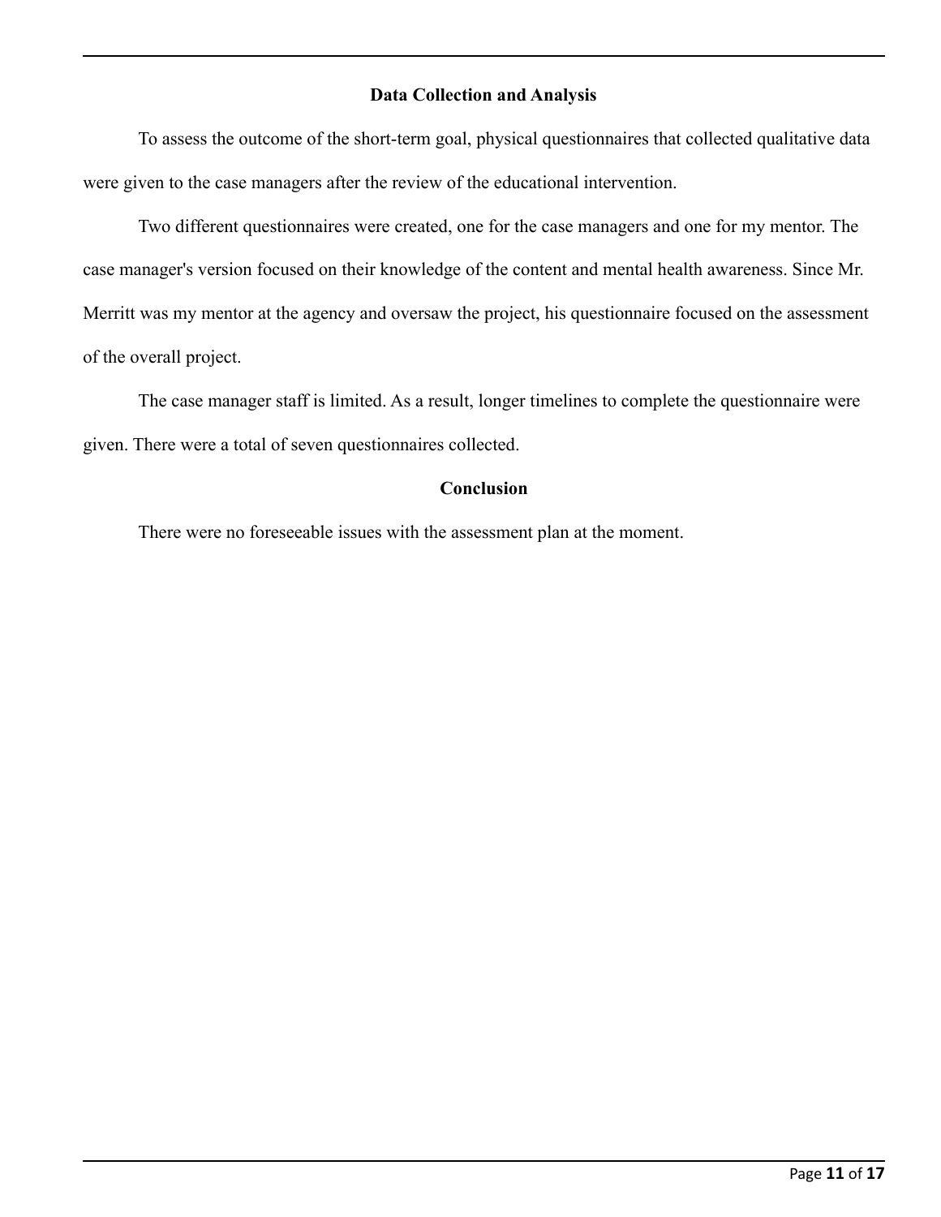## Data Collection and Analysis

To assess the outcome of the short-term goal, physical questionnaires that collected qualitative data were given to the case managers after the review of the educational intervention.

Two different questionnaires were created, one for the case managers and one for my mentor. The case manager's version focused on their knowledge of the content and mental health awareness. Since Mr. Merritt was my mentor at the agency and oversaw the project, his questionnaire focused on the assessment of the overall project.

The case manager staff is limited. As a result, longer timelines to complete the questionnaire were given. There were a total of seven questionnaires collected.

## Conclusion

There were no foreseeable issues with the assessment plan at the moment.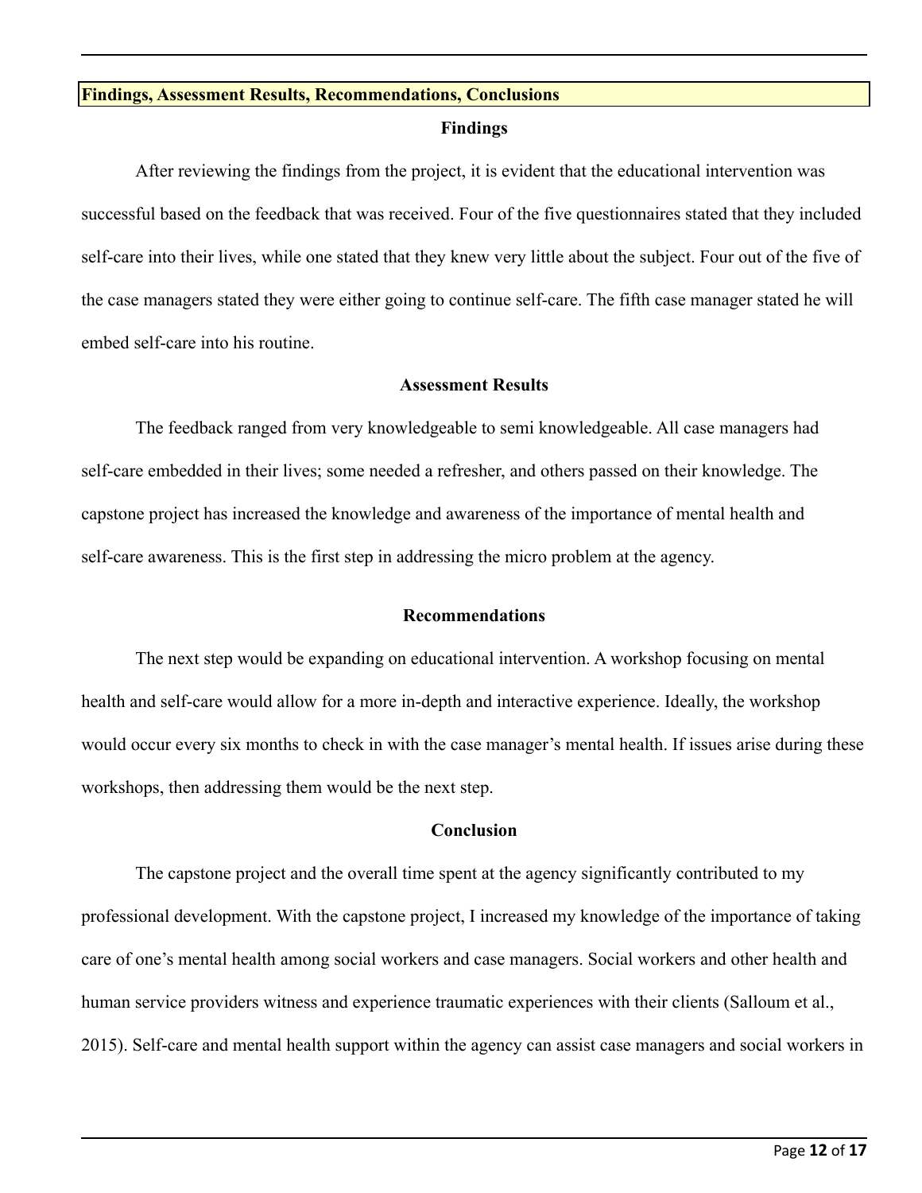## Findings, Assessment Results, Recommendations, Conclusions

### Findings

After reviewing the findings from the project, it is evident that the educational intervention was successful based on the feedback that was received. Four of the five questionnaires stated that they included self-care into their lives, while one stated that they knew very little about the subject. Four out of the five of the case managers stated they were either going to continue self-care. The fifth case manager stated he will embed self-care into his routine.

### Assessment Results

The feedback ranged from very knowledgeable to semi knowledgeable. All case managers had self-care embedded in their lives; some needed a refresher, and others passed on their knowledge. The capstone project has increased the knowledge and awareness of the importance of mental health and self-care awareness. This is the first step in addressing the micro problem at the agency.

### Recommendations

The next step would be expanding on educational intervention. A workshop focusing on mental health and self-care would allow for a more in-depth and interactive experience. Ideally, the workshop would occur every six months to check in with the case manager's mental health. If issues arise during these workshops, then addressing them would be the next step.

### Conclusion

The capstone project and the overall time spent at the agency significantly contributed to my professional development. With the capstone project, I increased my knowledge of the importance of taking care of one's mental health among social workers and case managers. Social workers and other health and human service providers witness and experience traumatic experiences with their clients (Salloum et al., 2015). Self-care and mental health support within the agency can assist case managers and social workers in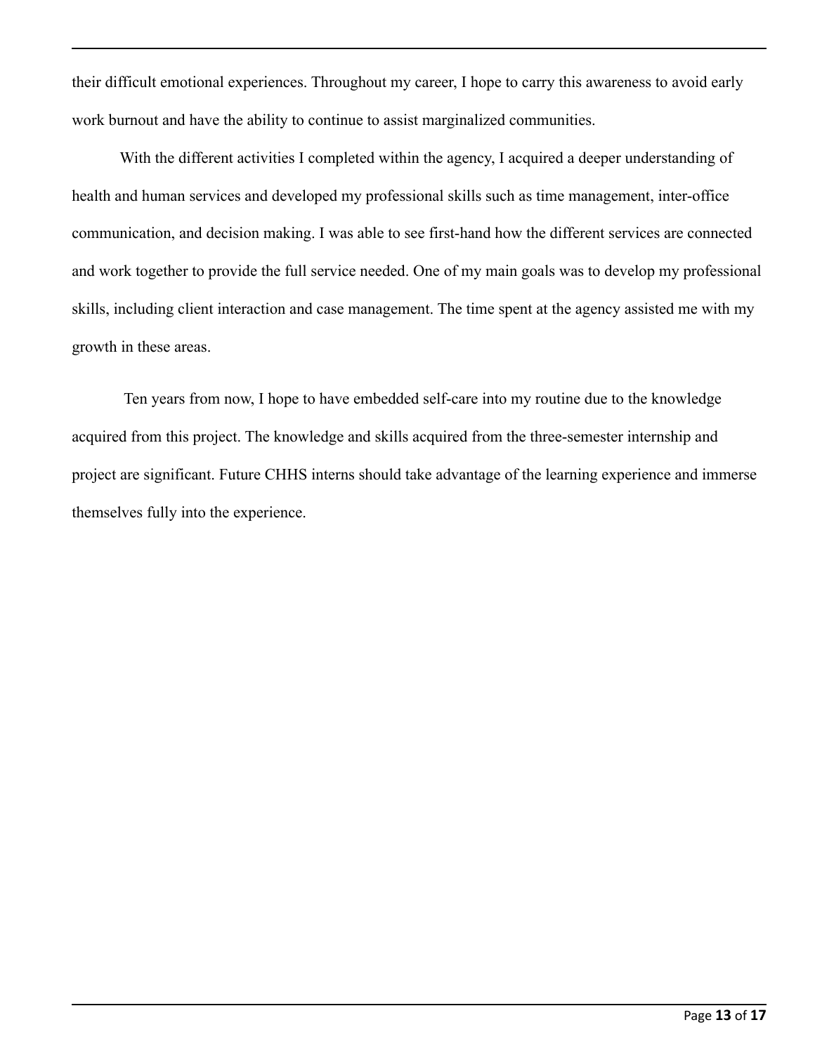their difficult emotional experiences. Throughout my career, I hope to carry this awareness to avoid early work burnout and have the ability to continue to assist marginalized communities.

With the different activities I completed within the agency, I acquired a deeper understanding of health and human services and developed my professional skills such as time management, inter-office communication, and decision making. I was able to see first-hand how the different services are connected and work together to provide the full service needed. One of my main goals was to develop my professional skills, including client interaction and case management. The time spent at the agency assisted me with my growth in these areas.

Ten years from now, I hope to have embedded self-care into my routine due to the knowledge acquired from this project. The knowledge and skills acquired from the three-semester internship and project are significant. Future CHHS interns should take advantage of the learning experience and immerse themselves fully into the experience.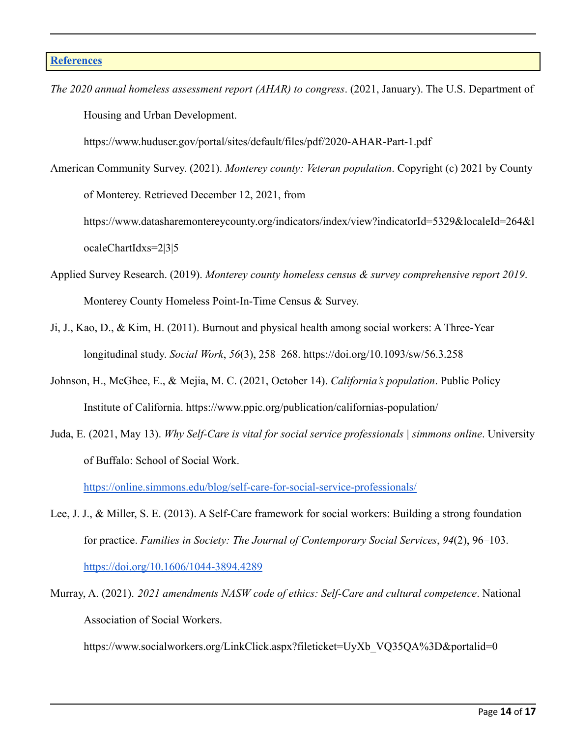## References

*The 2020 annual homeless assessment report (AHAR) to congress*. (2021, January). The U.S. Department of Housing and Urban Development. https://www.huduser.gov/portal/sites/default/files/pdf/2020-AHAR-Part-1.pdf

American Community Survey. (2021). *Monterey county: Veteran population*. Copyright (c) 2021 by County of Monterey. Retrieved December 12, 2021, from https://www.datasharemontereycounty.org/indicators/index/view?indicatorId=5329&localeId=264&localeChartIdxs=2|3|5

Applied Survey Research. (2019). *Monterey county homeless census & survey comprehensive report 2019*. Monterey County Homeless Point-In-Time Census & Survey.

Ji, J., Kao, D., & Kim, H. (2011). Burnout and physical health among social workers: A Three-Year longitudinal study. *Social Work*, *56*(3), 258–268. https://doi.org/10.1093/sw/56.3.258

Johnson, H., McGhee, E., & Mejia, M. C. (2021, October 14). *California's population*. Public Policy Institute of California. https://www.ppic.org/publication/californias-population/

Juda, E. (2021, May 13). *Why Self-Care is vital for social service professionals | simmons online*. University of Buffalo: School of Social Work. https://online.simmons.edu/blog/self-care-for-social-service-professionals/

Lee, J. J., & Miller, S. E. (2013). A Self-Care framework for social workers: Building a strong foundation for practice. *Families in Society: The Journal of Contemporary Social Services*, *94*(2), 96–103. https://doi.org/10.1606/1044-3894.4289

Murray, A. (2021). *2021 amendments NASW code of ethics: Self-Care and cultural competence*. National Association of Social Workers. https://www.socialworkers.org/LinkClick.aspx?fileticket=UyXb_VQ35QA%3D&portalid=0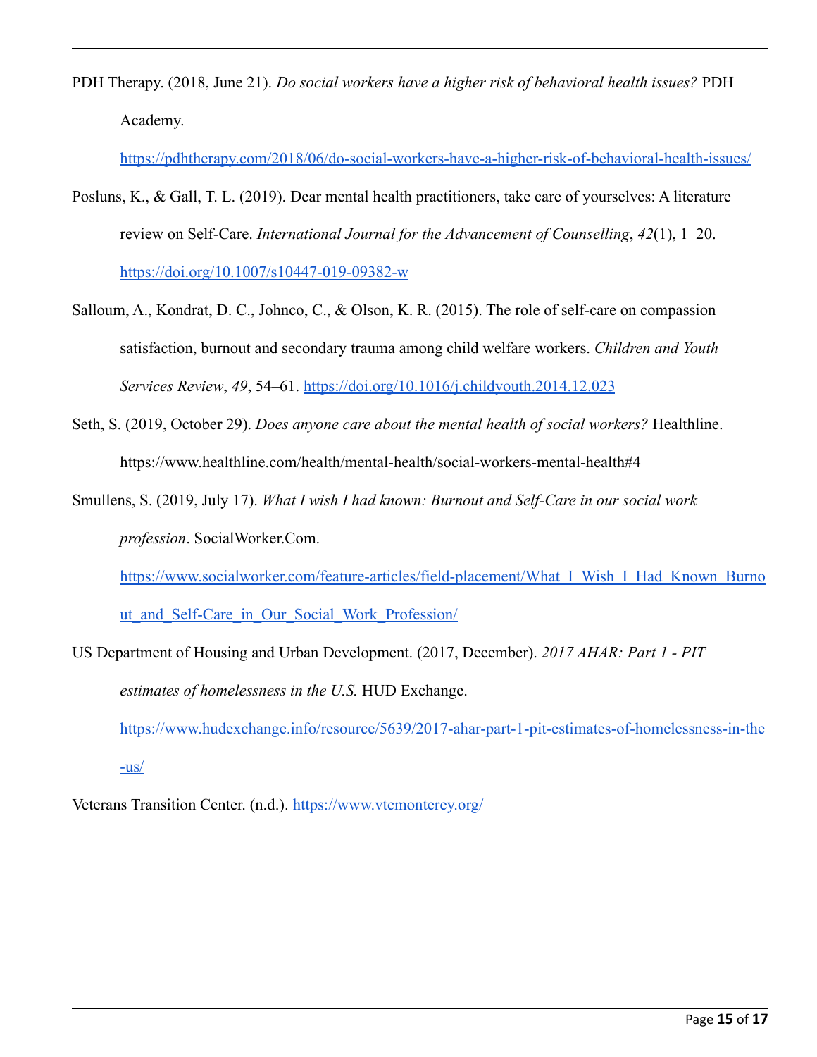PDH Therapy. (2018, June 21). *Do social workers have a higher risk of behavioral health issues?* PDH Academy. https://pdhtherapy.com/2018/06/do-social-workers-have-a-higher-risk-of-behavioral-health-issues/

Posluns, K., & Gall, T. L. (2019). Dear mental health practitioners, take care of yourselves: A literature review on Self-Care. *International Journal for the Advancement of Counselling*, *42*(1), 1–20. https://doi.org/10.1007/s10447-019-09382-w

Salloum, A., Kondrat, D. C., Johnco, C., & Olson, K. R. (2015). The role of self-care on compassion satisfaction, burnout and secondary trauma among child welfare workers. *Children and Youth Services Review*, *49*, 54–61. https://doi.org/10.1016/j.childyouth.2014.12.023

Seth, S. (2019, October 29). *Does anyone care about the mental health of social workers?* Healthline. https://www.healthline.com/health/mental-health/social-workers-mental-health#4

Smullens, S. (2019, July 17). *What I wish I had known: Burnout and Self-Care in our social work profession*. SocialWorker.Com. https://www.socialworker.com/feature-articles/field-placement/What_I_Wish_I_Had_Known_Burnout_and_Self-Care_in_Our_Social_Work_Profession/

US Department of Housing and Urban Development. (2017, December). *2017 AHAR: Part 1 - PIT estimates of homelessness in the U.S.* HUD Exchange. https://www.hudexchange.info/resource/5639/2017-ahar-part-1-pit-estimates-of-homelessness-in-the-us/

Veterans Transition Center. (n.d.). https://www.vtcmonterey.org/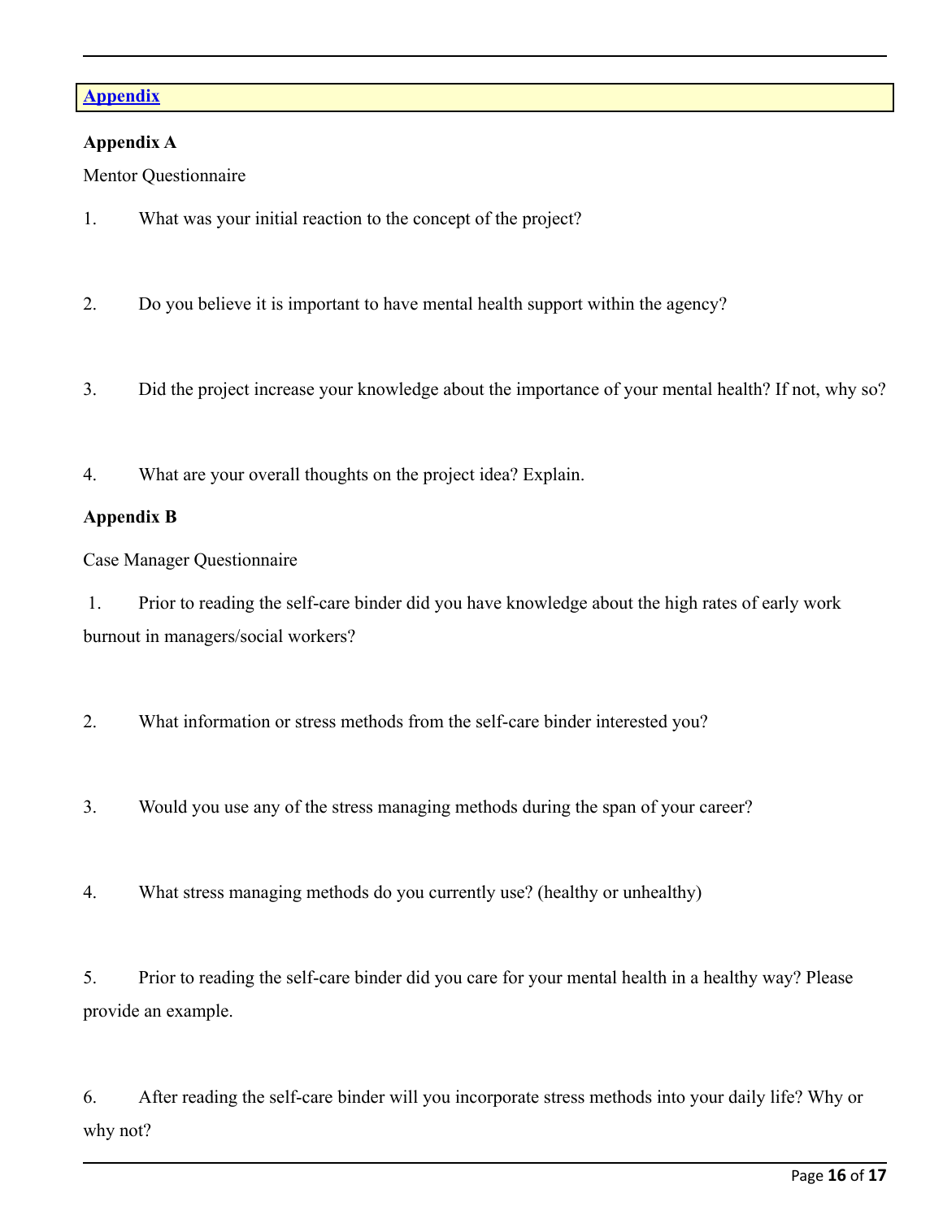## Appendix

**Appendix A**

Mentor Questionnaire

1. What was your initial reaction to the concept of the project?

2. Do you believe it is important to have mental health support within the agency?

3. Did the project increase your knowledge about the importance of your mental health? If not, why so?

4. What are your overall thoughts on the project idea? Explain.

**Appendix B**

Case Manager Questionnaire

1. Prior to reading the self-care binder did you have knowledge about the high rates of early work burnout in managers/social workers?

2. What information or stress methods from the self-care binder interested you?

3. Would you use any of the stress managing methods during the span of your career?

4. What stress managing methods do you currently use? (healthy or unhealthy)

5. Prior to reading the self-care binder did you care for your mental health in a healthy way? Please provide an example.

6. After reading the self-care binder will you incorporate stress methods into your daily life? Why or why not?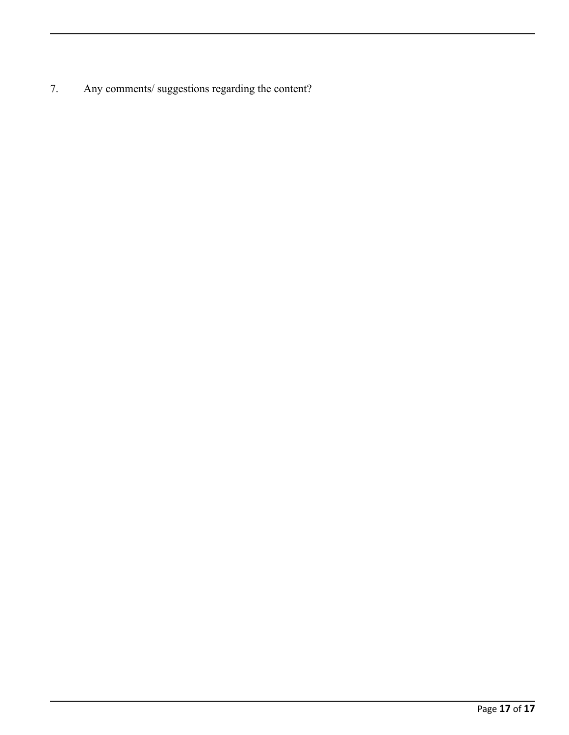7. Any comments/ suggestions regarding the content?